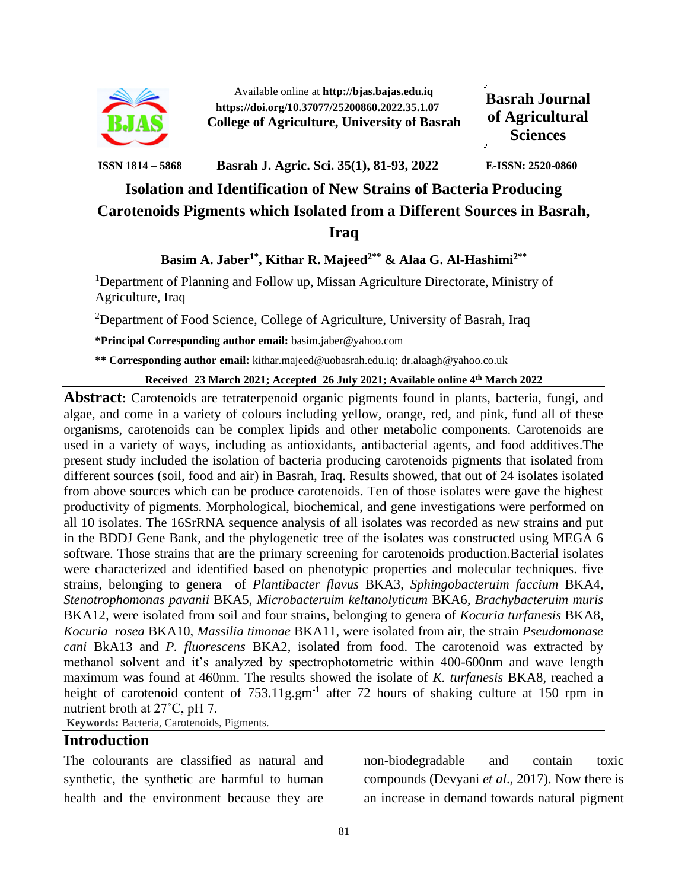Available online at **http://bjas.bajas.edu.iq**
**https://doi.org/10.37077/25200860.2022.35.1.07**
**College of Agriculture, University of Basrah**

**Basrah Journal of Agricultural Sciences**

**ISSN 1814 – 5868** **Basrah J. Agric. Sci. 35(1), 81-93, 2022** **E-ISSN: 2520-0860**

# Isolation and Identification of New Strains of Bacteria Producing Carotenoids Pigments which Isolated from a Different Sources in Basrah, Iraq

**Basim A. Jaber[1*], Kithar R. Majeed[2**] & Alaa G. Al-Hashimi[2**]**

[1]Department of Planning and Follow up, Missan Agriculture Directorate, Ministry of Agriculture, Iraq

[2]Department of Food Science, College of Agriculture, University of Basrah, Iraq

**\*Principal Corresponding author email:** basim.jaber@yahoo.com

**\*\* Corresponding author email:** kithar.majeed@uobasrah.edu.iq; dr.alaagh@yahoo.co.uk

**Received 23 March 2021; Accepted 26 July 2021; Available online 4th March 2022**

**Abstract**: Carotenoids are tetraterpenoid organic pigments found in plants, bacteria, fungi, and algae, and come in a variety of colours including yellow, orange, red, and pink, fund all of these organisms, carotenoids can be complex lipids and other metabolic components. Carotenoids are used in a variety of ways, including as antioxidants, antibacterial agents, and food additives.The present study included the isolation of bacteria producing carotenoids pigments that isolated from different sources (soil, food and air) in Basrah, Iraq. Results showed, that out of 24 isolates isolated from above sources which can be produce carotenoids. Ten of those isolates were gave the highest productivity of pigments. Morphological, biochemical, and gene investigations were performed on all 10 isolates. The 16SrRNA sequence analysis of all isolates was recorded as new strains and put in the BDDJ Gene Bank, and the phylogenetic tree of the isolates was constructed using MEGA 6 software. Those strains that are the primary screening for carotenoids production.Bacterial isolates were characterized and identified based on phenotypic properties and molecular techniques. five strains, belonging to genera of *Plantibacter flavus* BKA3, *Sphingobacteruim faccium* BKA4, *Stenotrophomonas pavanii* BKA5, *Microbacteruim keltanolyticum* BKA6, *Brachybacteruim muris* BKA12, were isolated from soil and four strains, belonging to genera of *Kocuria turfanesis* BKA8, *Kocuria rosea* BKA10, *Massilia timonae* BKA11, were isolated from air, the strain *Pseudomonase cani* BkA13 and *P. fluorescens* BKA2, isolated from food. The carotenoid was extracted by methanol solvent and it's analyzed by spectrophotometric within 400-600nm and wave length maximum was found at 460nm. The results showed the isolate of *K. turfanesis* BKA8, reached a height of carotenoid content of 753.11g.gm$^{-1}$ after 72 hours of shaking culture at 150 rpm in nutrient broth at 27˚C, pH 7.

**Keywords:** Bacteria, Carotenoids, Pigments.

## Introduction

The colourants are classified as natural and synthetic, the synthetic are harmful to human health and the environment because they are non-biodegradable and contain toxic compounds (Devyani *et al*., 2017). Now there is an increase in demand towards natural pigment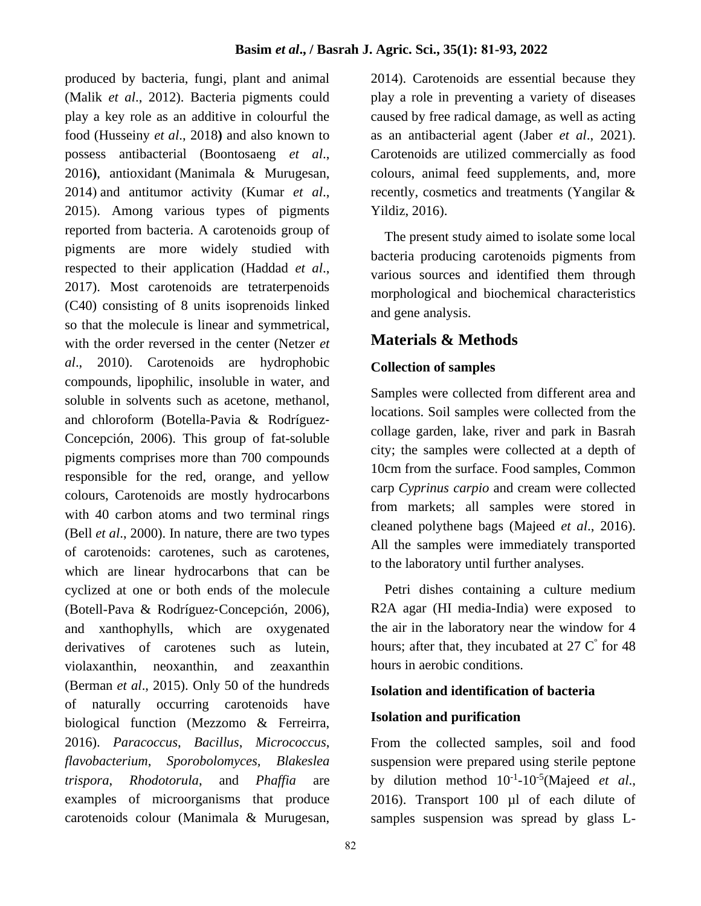produced by bacteria, fungi, plant and animal (Malik *et al*., 2012). Bacteria pigments could play a key role as an additive in colourful the food (Husseiny *et al*., 2018**)** and also known to possess antibacterial (Boontosaeng *et al*., 2016**)**, antioxidant (Manimala & Murugesan, 2014) and antitumor activity (Kumar *et al*., 2015). Among various types of pigments reported from bacteria. A carotenoids group of pigments are more widely studied with respected to their application (Haddad *et al*., 2017). Most carotenoids are tetraterpenoids (C40) consisting of 8 units isoprenoids linked so that the molecule is linear and symmetrical, with the order reversed in the center (Netzer *et al*., 2010). Carotenoids are hydrophobic compounds, lipophilic, insoluble in water, and soluble in solvents such as acetone, methanol, and chloroform (Botella-Pavia & Rodríguez-Concepción, 2006). This group of fat-soluble pigments comprises more than 700 compounds responsible for the red, orange, and yellow colours, Carotenoids are mostly hydrocarbons with 40 carbon atoms and two terminal rings (Bell *et al*., 2000). In nature, there are two types of carotenoids: carotenes, such as carotenes, which are linear hydrocarbons that can be cyclized at one or both ends of the molecule (Botell-Pava & Rodríguez-Concepción, 2006), and xanthophylls, which are oxygenated derivatives of carotenes such as lutein, violaxanthin, neoxanthin, and zeaxanthin (Berman *et al*., 2015). Only 50 of the hundreds of naturally occurring carotenoids have biological function (Mezzomo & Ferreirra, 2016). *Paracoccus*, *Bacillus*, *Micrococcus*, *flavobacterium*, *Sporobolomyces*, *Blakeslea trispora*, *Rhodotorula*, and *Phaffia* are examples of microorganisms that produce carotenoids colour (Manimala & Murugesan, 2014). Carotenoids are essential because they play a role in preventing a variety of diseases caused by free radical damage, as well as acting as an antibacterial agent (Jaber *et al*., 2021). Carotenoids are utilized commercially as food colours, animal feed supplements, and, more recently, cosmetics and treatments (Yangilar & Yildiz, 2016).

The present study aimed to isolate some local bacteria producing carotenoids pigments from various sources and identified them through morphological and biochemical characteristics and gene analysis.

## Materials & Methods

### Collection of samples

Samples were collected from different area and locations. Soil samples were collected from the collage garden, lake, river and park in Basrah city; the samples were collected at a depth of 10cm from the surface. Food samples, Common carp *Cyprinus carpio* and cream were collected from markets; all samples were stored in cleaned polythene bags (Majeed *et al*., 2016). All the samples were immediately transported to the laboratory until further analyses.

Petri dishes containing a culture medium R2A agar (HI media-India) were exposed to the air in the laboratory near the window for 4 hours; after that, they incubated at 27 C$^{\circ}$ for 48 hours in aerobic conditions.

### Isolation and identification of bacteria

#### Isolation and purification

From the collected samples, soil and food suspension were prepared using sterile peptone by dilution method $10^{-1}$-$10^{-5}$(Majeed *et al*., 2016). Transport 100 µl of each dilute of samples suspension was spread by glass L-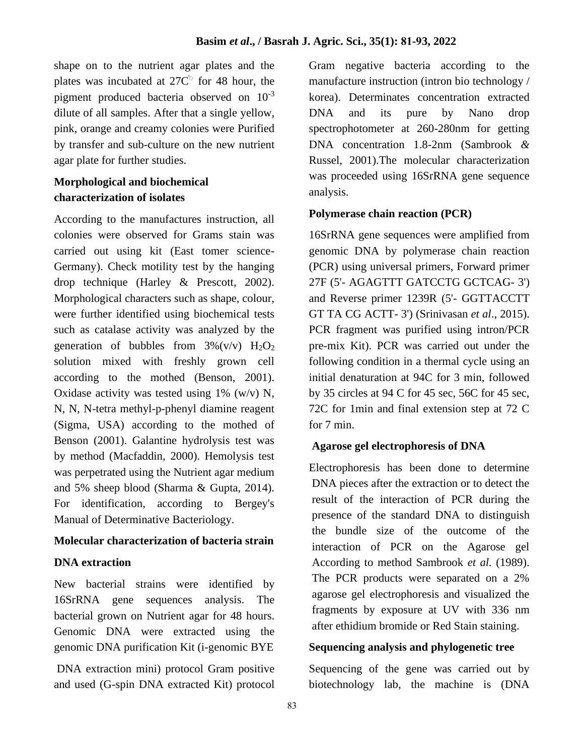shape on to the nutrient agar plates and the plates was incubated at 27C° for 48 hour, the pigment produced bacteria observed on $10^{-3}$ dilute of all samples. After that a single yellow, pink, orange and creamy colonies were Purified by transfer and sub-culture on the new nutrient agar plate for further studies.

## Morphological and biochemical characterization of isolates

According to the manufactures instruction, all colonies were observed for Grams stain was carried out using kit (East tomer science-Germany). Check motility test by the hanging drop technique (Harley & Prescott, 2002). Morphological characters such as shape, colour, were further identified using biochemical tests such as catalase activity was analyzed by the generation of bubbles from 3%(v/v) $H_2O_2$ solution mixed with freshly grown cell according to the mothed (Benson, 2001). Oxidase activity was tested using 1% (w/v) N, N, N, N-tetra methyl-p-phenyl diamine reagent (Sigma, USA) according to the mothed of Benson (2001). Galantine hydrolysis test was by method (Macfaddin, 2000). Hemolysis test was perpetrated using the Nutrient agar medium and 5% sheep blood (Sharma & Gupta, 2014). For identification, according to Bergey's Manual of Determinative Bacteriology.

## Molecular characterization of bacteria strain

### DNA extraction

New bacterial strains were identified by 16SrRNA gene sequences analysis. The bacterial grown on Nutrient agar for 48 hours. Genomic DNA were extracted using the genomic DNA purification Kit (i-genomic BYE DNA extraction mini) protocol Gram positive and used (G-spin DNA extracted Kit) protocol Gram negative bacteria according to the manufacture instruction (intron bio technology / korea). Determinates concentration extracted DNA and its pure by Nano drop spectrophotometer at 260-280nm for getting DNA concentration 1.8-2nm (Sambrook & Russel, 2001).The molecular characterization was proceeded using 16SrRNA gene sequence analysis.

### Polymerase chain reaction (PCR)

16SrRNA gene sequences were amplified from genomic DNA by polymerase chain reaction (PCR) using universal primers, Forward primer 27F (5'- AGAGTTT GATCCTG GCTCAG- 3') and Reverse primer 1239R (5'- GGTTACCTT GT TA CG ACTT- 3') (Srinivasan *et al*., 2015). PCR fragment was purified using intron/PCR pre-mix Kit). PCR was carried out under the following condition in a thermal cycle using an initial denaturation at 94C for 3 min, followed by 35 circles at 94 C for 45 sec, 56C for 45 sec, 72C for 1min and final extension step at 72 C for 7 min.

### Agarose gel electrophoresis of DNA

Electrophoresis has been done to determine DNA pieces after the extraction or to detect the result of the interaction of PCR during the presence of the standard DNA to distinguish the bundle size of the outcome of the interaction of PCR on the Agarose gel According to method Sambrook *et al.* (1989). The PCR products were separated on a 2% agarose gel electrophoresis and visualized the fragments by exposure at UV with 336 nm after ethidium bromide or Red Stain staining.

### Sequencing analysis and phylogenetic tree

Sequencing of the gene was carried out by biotechnology lab, the machine is (DNA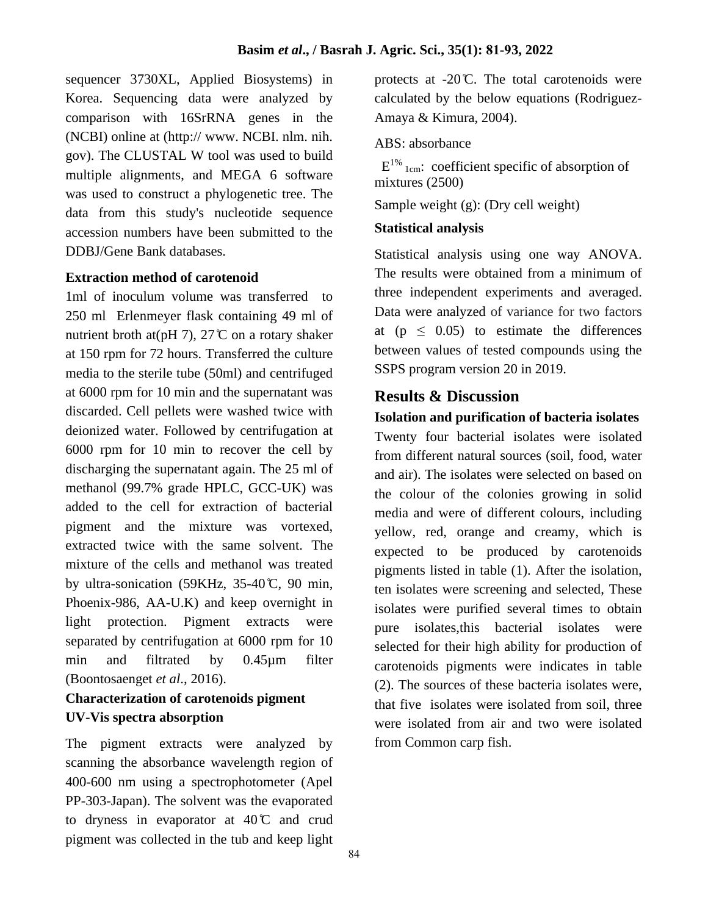sequencer 3730XL, Applied Biosystems) in Korea. Sequencing data were analyzed by comparison with 16SrRNA genes in the (NCBI) online at (http:// www. NCBI. nlm. nih. gov). The CLUSTAL W tool was used to build multiple alignments, and MEGA 6 software was used to construct a phylogenetic tree. The data from this study's nucleotide sequence accession numbers have been submitted to the DDBJ/Gene Bank databases.

**Extraction method of carotenoid**

1ml of inoculum volume was transferred to 250 ml Erlenmeyer flask containing 49 ml of nutrient broth at(pH 7), 27℃ on a rotary shaker at 150 rpm for 72 hours. Transferred the culture media to the sterile tube (50ml) and centrifuged at 6000 rpm for 10 min and the supernatant was discarded. Cell pellets were washed twice with deionized water. Followed by centrifugation at 6000 rpm for 10 min to recover the cell by discharging the supernatant again. The 25 ml of methanol (99.7% grade HPLC, GCC-UK) was added to the cell for extraction of bacterial pigment and the mixture was vortexed, extracted twice with the same solvent. The mixture of the cells and methanol was treated by ultra-sonication (59KHz, 35-40℃, 90 min, Phoenix-986, AA-U.K) and keep overnight in light protection. Pigment extracts were separated by centrifugation at 6000 rpm for 10 min and filtrated by 0.45µm filter (Boontosaenget *et al.,* 2016).

**Characterization of carotenoids pigment**

**UV-Vis spectra absorption**

The pigment extracts were analyzed by scanning the absorbance wavelength region of 400-600 nm using a spectrophotometer (Apel PP-303-Japan). The solvent was the evaporated to dryness in evaporator at 40℃ and crud pigment was collected in the tub and keep light protects at -20℃. The total carotenoids were calculated by the below equations (Rodriguez-Amaya & Kimura, 2004).

ABS: absorbance

$E^{1\%}_{1cm}$: coefficient specific of absorption of mixtures (2500)

Sample weight (g): (Dry cell weight)

**Statistical analysis**

Statistical analysis using one way ANOVA. The results were obtained from a minimum of three independent experiments and averaged. Data were analyzed of variance for two factors at ($p \leq 0.05$) to estimate the differences between values of tested compounds using the SSPS program version 20 in 2019.

## Results & Discussion

**Isolation and purification of bacteria isolates**

Twenty four bacterial isolates were isolated from different natural sources (soil, food, water and air). The isolates were selected on based on the colour of the colonies growing in solid media and were of different colours, including yellow, red, orange and creamy, which is expected to be produced by carotenoids pigments listed in table (1). After the isolation, ten isolates were screening and selected, These isolates were purified several times to obtain pure isolates,this bacterial isolates were selected for their high ability for production of carotenoids pigments were indicates in table (2). The sources of these bacteria isolates were, that five isolates were isolated from soil, three were isolated from air and two were isolated from Common carp fish.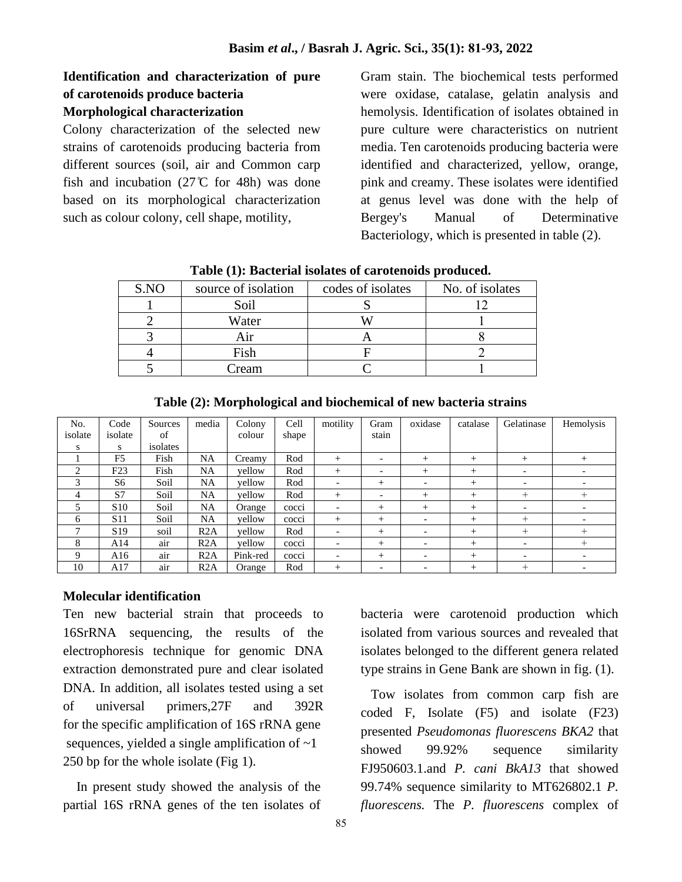**Identification and characterization of pure of carotenoids produce bacteria**

**Morphological characterization**

Colony characterization of the selected new strains of carotenoids producing bacteria from different sources (soil, air and Common carp fish and incubation (27℃ for 48h) was done based on its morphological characterization such as colour colony, cell shape, motility, Gram stain. The biochemical tests performed were oxidase, catalase, gelatin analysis and hemolysis. Identification of isolates obtained in pure culture were characteristics on nutrient media. Ten carotenoids producing bacteria were identified and characterized, yellow, orange, pink and creamy. These isolates were identified at genus level was done with the help of Bergey's Manual of Determinative Bacteriology, which is presented in table (2).

**Table (1): Bacterial isolates of carotenoids produced.**

| S.NO | source of isolation | codes of isolates | No. of isolates |
|---|---|---|---|
| 1 | Soil | S | 12 |
| 2 | Water | W | 1 |
| 3 | Air | A | 8 |
| 4 | Fish | F | 2 |
| 5 | Cream | C | 1 |

**Table (2): Morphological and biochemical of new bacteria strains**

| No. isolates | Code isolates | Sources of isolates | media | Colony colour | Cell shape | motility | Gram stain | oxidase | catalase | Gelatinase | Hemolysis |
|---|---|---|---|---|---|---|---|---|---|---|---|
| 1 | F5 | Fish | NA | Creamy | Rod | + | - | + | + | + | + |
| 2 | F23 | Fish | NA | yellow | Rod | + | - | + | + | - | - |
| 3 | S6 | Soil | NA | yellow | Rod | - | + | - | + | - | - |
| 4 | S7 | Soil | NA | yellow | Rod | + | - | + | + | + | + |
| 5 | S10 | Soil | NA | Orange | cocci | - | + | + | + | - | - |
| 6 | S11 | Soil | NA | yellow | cocci | + | + | - | + | + | - |
| 7 | S19 | soil | R2A | yellow | Rod | - | + | - | + | + | + |
| 8 | A14 | air | R2A | yellow | cocci | - | + | - | + | - | + |
| 9 | A16 | air | R2A | Pink-red | cocci | - | + | - | + | - | - |
| 10 | A17 | air | R2A | Orange | Rod | + | - | - | + | + | - |

**Molecular identification**

Ten new bacterial strain that proceeds to 16SrRNA sequencing, the results of the electrophoresis technique for genomic DNA extraction demonstrated pure and clear isolated DNA. In addition, all isolates tested using a set of universal primers,27F and 392R for the specific amplification of 16S rRNA gene sequences, yielded a single amplification of ~1 250 bp for the whole isolate (Fig 1).

In present study showed the analysis of the partial 16S rRNA genes of the ten isolates of bacteria were carotenoid production which isolated from various sources and revealed that isolates belonged to the different genera related type strains in Gene Bank are shown in fig. (1).

Tow isolates from common carp fish are coded F, Isolate (F5) and isolate (F23) presented *Pseudomonas fluorescens BKA2* that showed 99.92% sequence similarity FJ950603.1.and *P. cani BkA13* that showed 99.74% sequence similarity to MT626802.1 *P. fluorescens.* The *P. fluorescens* complex of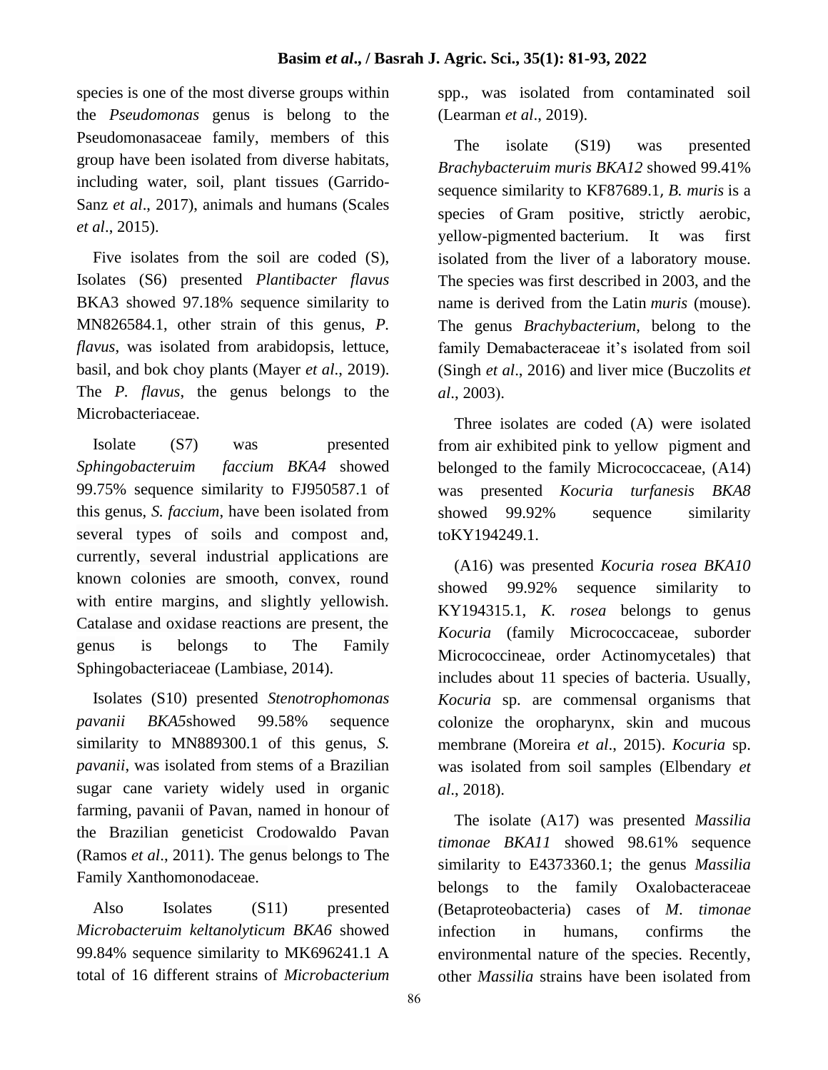species is one of the most diverse groups within the *Pseudomonas* genus is belong to the Pseudomonasaceae family, members of this group have been isolated from diverse habitats, including water, soil, plant tissues (Garrido-Sanz *et al*., 2017), animals and humans (Scales *et al*., 2015).

Five isolates from the soil are coded (S), Isolates (S6) presented *Plantibacter flavus* BKA3 showed 97.18% sequence similarity to MN826584.1, other strain of this genus, *P. flavus*, was isolated from arabidopsis, lettuce, basil, and bok choy plants (Mayer *et al*., 2019). The *P. flavus*, the genus belongs to the Microbacteriaceae.

Isolate (S7) was presented *Sphingobacteruim faccium BKA4* showed 99.75% sequence similarity to FJ950587.1 of this genus, *S. faccium*, have been isolated from several types of soils and compost and, currently, several industrial applications are known colonies are smooth, convex, round with entire margins, and slightly yellowish. Catalase and oxidase reactions are present, the genus is belongs to The Family Sphingobacteriaceae (Lambiase, 2014).

Isolates (S10) presented *Stenotrophomonas pavanii BKA5*showed 99.58% sequence similarity to MN889300.1 of this genus, *S. pavanii*, was isolated from stems of a Brazilian sugar cane variety widely used in organic farming, pavanii of Pavan, named in honour of the Brazilian geneticist Crodowaldo Pavan (Ramos *et al*., 2011). The genus belongs to The Family Xanthomonodaceae.

Also Isolates (S11) presented *Microbacteruim keltanolyticum BKA6* showed 99.84% sequence similarity to MK696241.1 A total of 16 different strains of *Microbacterium* spp., was isolated from contaminated soil (Learman *et al*., 2019).

The isolate (S19) was presented *Brachybacteruim muris BKA12* showed 99.41% sequence similarity to KF87689.1, *B. muris* is a species of Gram positive, strictly aerobic, yellow-pigmented bacterium. It was first isolated from the liver of a laboratory mouse. The species was first described in 2003, and the name is derived from the Latin *muris* (mouse). The genus *Brachybacterium*, belong to the family Demabacteraceae it's isolated from soil (Singh *et al*., 2016) and liver mice (Buczolits *et al*., 2003).

Three isolates are coded (A) were isolated from air exhibited pink to yellow pigment and belonged to the family Micrococcaceae, (A14) was presented *Kocuria turfanesis BKA8* showed 99.92% sequence similarity toKY194249.1.

(A16) was presented *Kocuria rosea BKA10* showed 99.92% sequence similarity to KY194315.1, *K. rosea* belongs to genus *Kocuria* (family Micrococcaceae, suborder Micrococcineae, order Actinomycetales) that includes about 11 species of bacteria. Usually, *Kocuria* sp. are commensal organisms that colonize the oropharynx, skin and mucous membrane (Moreira *et al*., 2015). *Kocuria* sp. was isolated from soil samples (Elbendary *et al*., 2018).

The isolate (A17) was presented *Massilia timonae BKA11* showed 98.61% sequence similarity to E4373360.1; the genus *Massilia* belongs to the family Oxalobacteraceae (Betaproteobacteria) cases of *M. timonae* infection in humans, confirms the environmental nature of the species. Recently, other *Massilia* strains have been isolated from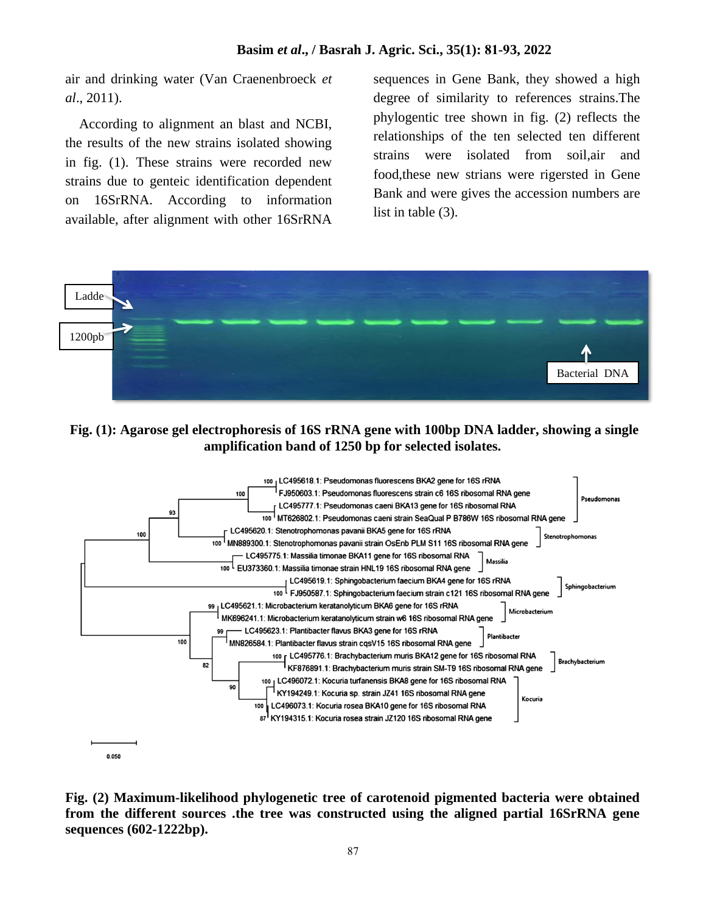air and drinking water (Van Craenenbroeck *et al*., 2011).

According to alignment an blast and NCBI, the results of the new strains isolated showing in fig. (1). These strains were recorded new strains due to genteic identification dependent on 16SrRNA. According to information available, after alignment with other 16SrRNA sequences in Gene Bank, they showed a high degree of similarity to references strains.The phylogentic tree shown in fig. (2) reflects the relationships of the ten selected ten different strains were isolated from soil,air and food,these new strians were rigersted in Gene Bank and were gives the accession numbers are list in table (3).

**Fig. (1): Agarose gel electrophoresis of 16S rRNA gene with 100bp DNA ladder, showing a single amplification band of 1250 bp for selected isolates.**

**Fig. (2) Maximum-likelihood phylogenetic tree of carotenoid pigmented bacteria were obtained from the different sources .the tree was constructed using the aligned partial 16SrRNA gene sequences (602-1222bp).**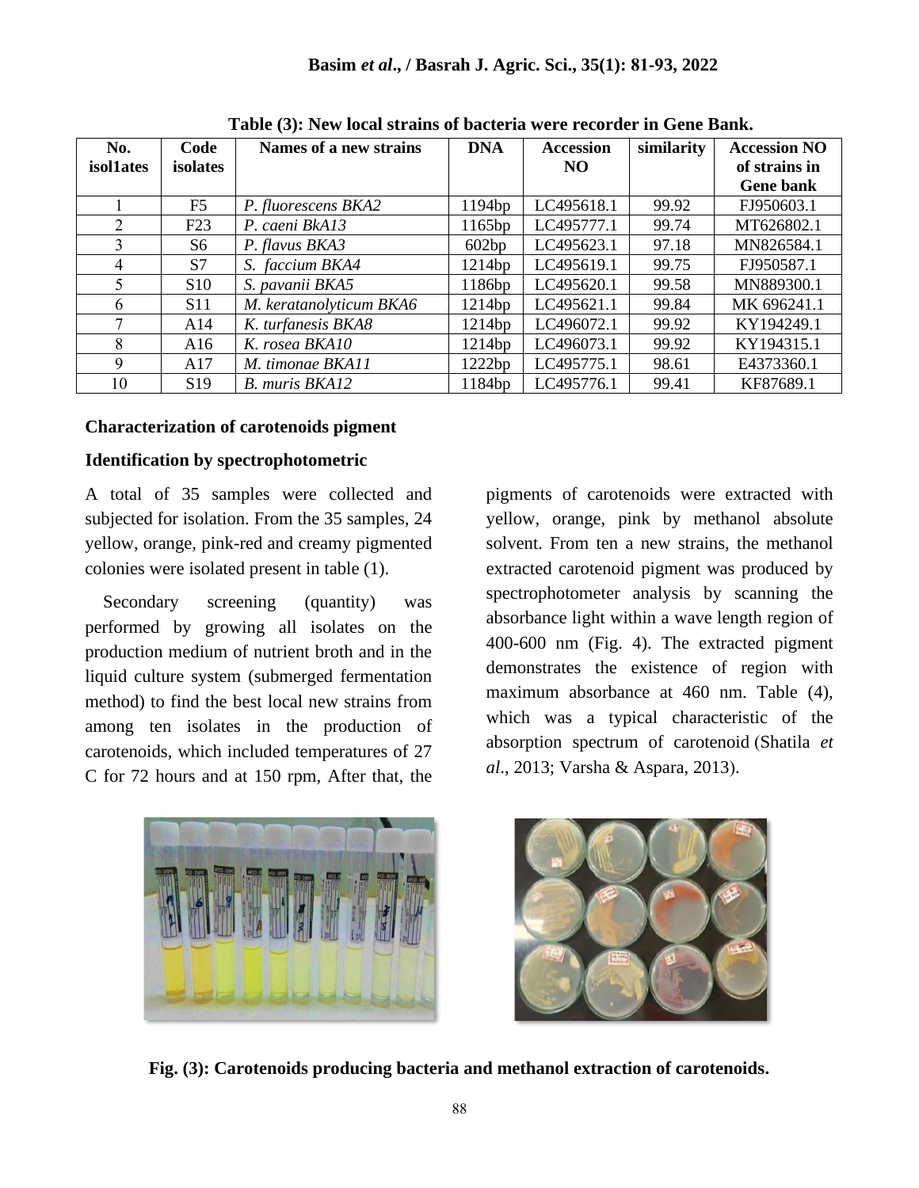**Table (3): New local strains of bacteria were recorder in Gene Bank.**

| No. isol1ates | Code isolates | Names of a new strains | DNA | Accession NO | similarity | Accession NO of strains in Gene bank |
|---|---|---|---|---|---|---|
| 1 | F5 | *P. fluorescens BKA2* | 1194bp | LC495618.1 | 99.92 | FJ950603.1 |
| 2 | F23 | *P. caeni BkA13* | 1165bp | LC495777.1 | 99.74 | MT626802.1 |
| 3 | S6 | *P. flavus BKA3* | 602bp | LC495623.1 | 97.18 | MN826584.1 |
| 4 | S7 | *S. faccium BKA4* | 1214bp | LC495619.1 | 99.75 | FJ950587.1 |
| 5 | S10 | *S. pavanii BKA5* | 1186bp | LC495620.1 | 99.58 | MN889300.1 |
| 6 | S11 | *M. keratanolyticum BKA6* | 1214bp | LC495621.1 | 99.84 | MK 696241.1 |
| 7 | A14 | *K. turfanesis BKA8* | 1214bp | LC496072.1 | 99.92 | KY194249.1 |
| 8 | A16 | *K. rosea BKA10* | 1214bp | LC496073.1 | 99.92 | KY194315.1 |
| 9 | A17 | *M. timonae BKA11* | 1222bp | LC495775.1 | 98.61 | E4373360.1 |
| 10 | S19 | *B. muris BKA12* | 1184bp | LC495776.1 | 99.41 | KF87689.1 |

**Characterization of carotenoids pigment**

**Identification by spectrophotometric**

A total of 35 samples were collected and subjected for isolation. From the 35 samples, 24 yellow, orange, pink-red and creamy pigmented colonies were isolated present in table (1).

Secondary screening (quantity) was performed by growing all isolates on the production medium of nutrient broth and in the liquid culture system (submerged fermentation method) to find the best local new strains from among ten isolates in the production of carotenoids, which included temperatures of 27 C for 72 hours and at 150 rpm, After that, the pigments of carotenoids were extracted with yellow, orange, pink by methanol absolute solvent. From ten a new strains, the methanol extracted carotenoid pigment was produced by spectrophotometer analysis by scanning the absorbance light within a wave length region of 400-600 nm (Fig. 4). The extracted pigment demonstrates the existence of region with maximum absorbance at 460 nm. Table (4), which was a typical characteristic of the absorption spectrum of carotenoid (Shatila *et al*., 2013; Varsha & Aspara, 2013).

**Fig. (3): Carotenoids producing bacteria and methanol extraction of carotenoids.**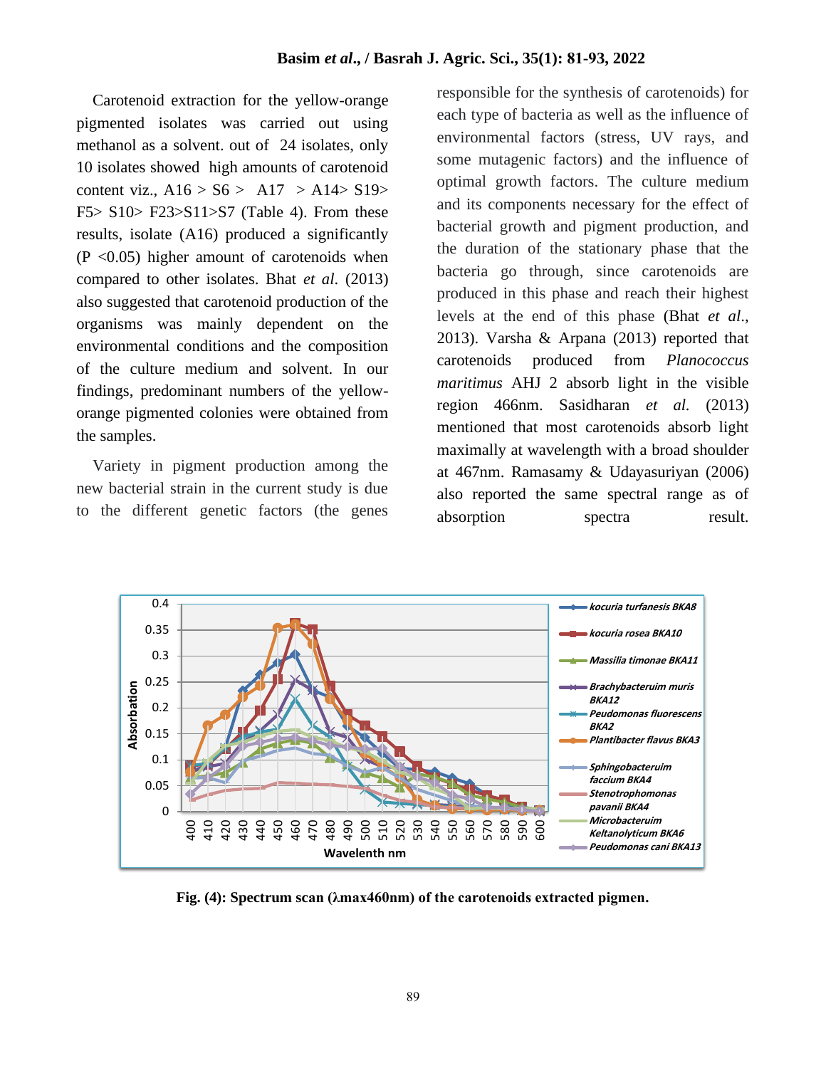Carotenoid extraction for the yellow-orange pigmented isolates was carried out using methanol as a solvent. out of 24 isolates, only 10 isolates showed high amounts of carotenoid content viz., A16 > S6 > A17 > A14> S19> F5> S10> F23>S11>S7 (Table 4). From these results, isolate (A16) produced a significantly (P <0.05) higher amount of carotenoids when compared to other isolates. Bhat *et al*. (2013) also suggested that carotenoid production of the organisms was mainly dependent on the environmental conditions and the composition of the culture medium and solvent. In our findings, predominant numbers of the yellow-orange pigmented colonies were obtained from the samples.

Variety in pigment production among the new bacterial strain in the current study is due to the different genetic factors (the genes responsible for the synthesis of carotenoids) for each type of bacteria as well as the influence of environmental factors (stress, UV rays, and some mutagenic factors) and the influence of optimal growth factors. The culture medium and its components necessary for the effect of bacterial growth and pigment production, and the duration of the stationary phase that the bacteria go through, since carotenoids are produced in this phase and reach their highest levels at the end of this phase (Bhat *et al*., 2013). Varsha & Arpana (2013) reported that carotenoids produced from *Planococcus maritimus* AHJ 2 absorb light in the visible region 466nm. Sasidharan *et al.* (2013) mentioned that most carotenoids absorb light maximally at wavelength with a broad shoulder at 467nm. Ramasamy & Udayasuriyan (2006) also reported the same spectral range as of absorption spectra result.

**Fig. (4): Spectrum scan (λmax460nm) of the carotenoids extracted pigmen.**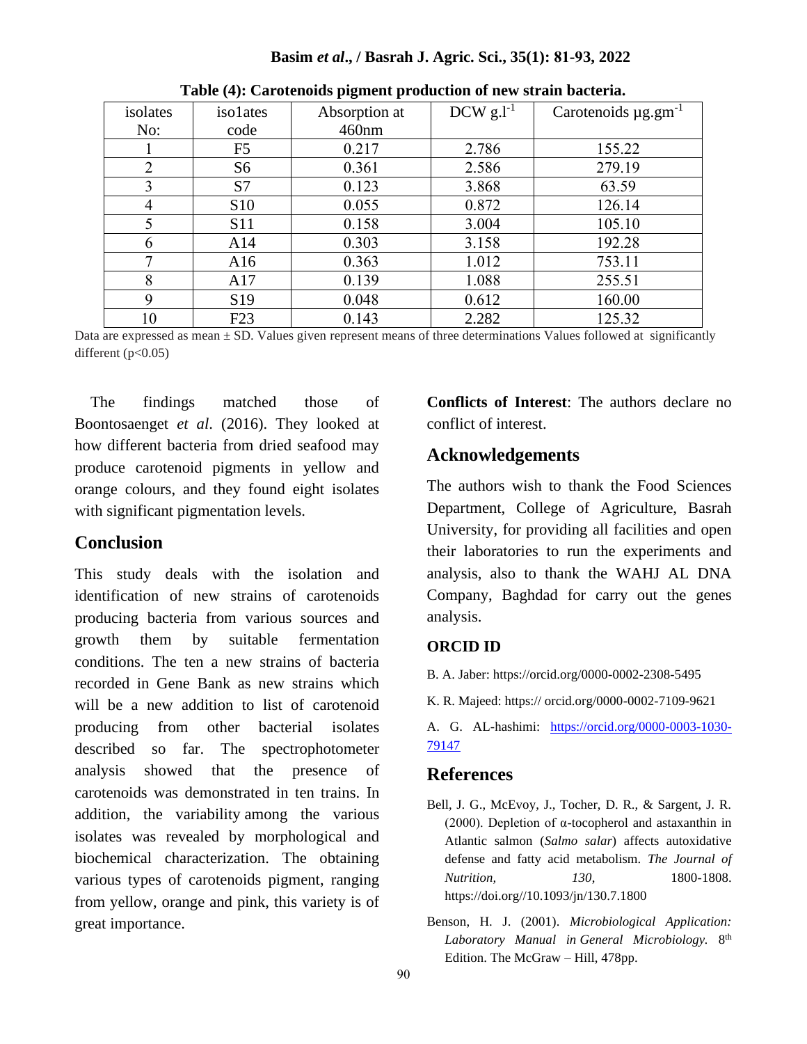**Table (4): Carotenoids pigment production of new strain bacteria.**

| isolates No: | iso1ates code | Absorption at 460nm | DCW $g.l^{-1}$ | Carotenoids $\mu g.gm^{-1}$ |
|---|---|---|---|---|
| 1 | F5 | 0.217 | 2.786 | 155.22 |
| 2 | S6 | 0.361 | 2.586 | 279.19 |
| 3 | S7 | 0.123 | 3.868 | 63.59 |
| 4 | S10 | 0.055 | 0.872 | 126.14 |
| 5 | S11 | 0.158 | 3.004 | 105.10 |
| 6 | A14 | 0.303 | 3.158 | 192.28 |
| 7 | A16 | 0.363 | 1.012 | 753.11 |
| 8 | A17 | 0.139 | 1.088 | 255.51 |
| 9 | S19 | 0.048 | 0.612 | 160.00 |
| 10 | F23 | 0.143 | 2.282 | 125.32 |

Data are expressed as mean ± SD. Values given represent means of three determinations Values followed at significantly different ($p<0.05$)

The findings matched those of Boontosaenget *et al*. (2016). They looked at how different bacteria from dried seafood may produce carotenoid pigments in yellow and orange colours, and they found eight isolates with significant pigmentation levels.

## Conclusion

This study deals with the isolation and identification of new strains of carotenoids producing bacteria from various sources and growth them by suitable fermentation conditions. The ten a new strains of bacteria recorded in Gene Bank as new strains which will be a new addition to list of carotenoid producing from other bacterial isolates described so far. The spectrophotometer analysis showed that the presence of carotenoids was demonstrated in ten trains. In addition, the variability among the various isolates was revealed by morphological and biochemical characterization. The obtaining various types of carotenoids pigment, ranging from yellow, orange and pink, this variety is of great importance.

**Conflicts of Interest**: The authors declare no conflict of interest.

## Acknowledgements

The authors wish to thank the Food Sciences Department, College of Agriculture, Basrah University, for providing all facilities and open their laboratories to run the experiments and analysis, also to thank the WAHJ AL DNA Company, Baghdad for carry out the genes analysis.

### ORCID ID

B. A. Jaber: https://orcid.org/0000-0002-2308-5495

K. R. Majeed: https:// orcid.org/0000-0002-7109-9621

A. G. AL-hashimi: https://orcid.org/0000-0003-1030-79147

## References

Bell, J. G., McEvoy, J., Tocher, D. R., & Sargent, J. R. (2000). Depletion of α-tocopherol and astaxanthin in Atlantic salmon (*Salmo salar*) affects autoxidative defense and fatty acid metabolism. *The Journal of Nutrition*, *130*, 1800-1808. https://doi.org//10.1093/jn/130.7.1800

Benson, H. J. (2001). *Microbiological Application: Laboratory Manual in General Microbiology.* 8th Edition. The McGraw – Hill, 478pp.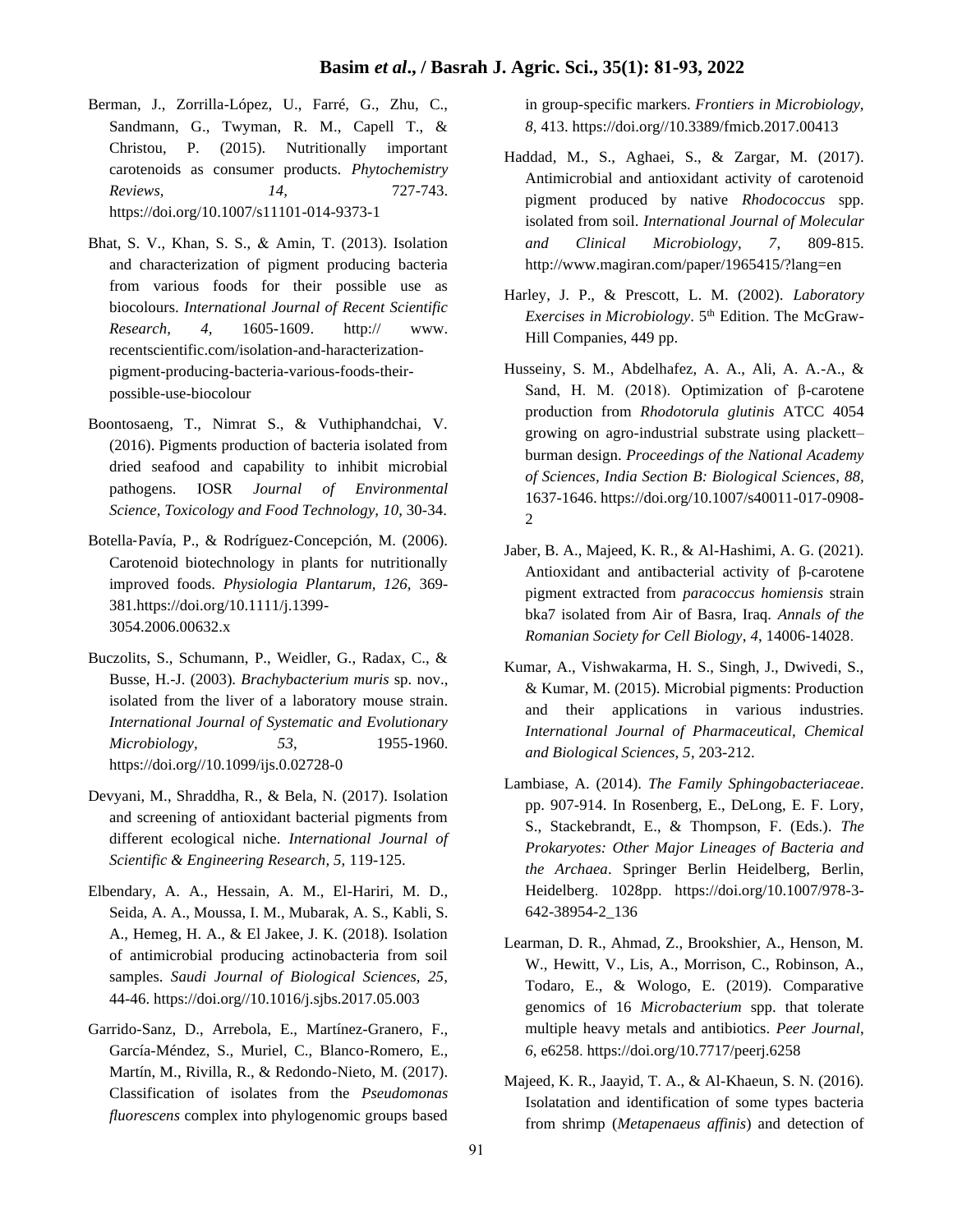Berman, J., Zorrilla-López, U., Farré, G., Zhu, C., Sandmann, G., Twyman, R. M., Capell T., & Christou, P. (2015). Nutritionally important carotenoids as consumer products. *Phytochemistry Reviews*, *14*, 727-743. https://doi.org/10.1007/s11101-014-9373-1

Bhat, S. V., Khan, S. S., & Amin, T. (2013). Isolation and characterization of pigment producing bacteria from various foods for their possible use as biocolours. *International Journal of Recent Scientific Research, 4,* 1605-1609. http:// www. recentscientific.com/isolation-and-haracterization-pigment-producing-bacteria-various-foods-their-possible-use-biocolour

Boontosaeng, T., Nimrat S., & Vuthiphandchai, V. (2016). Pigments production of bacteria isolated from dried seafood and capability to inhibit microbial pathogens. IOSR *Journal of Environmental Science, Toxicology and Food Technology, 10*, 30-34.

Botella‐Pavía, P., & Rodríguez‐Concepción, M. (2006). Carotenoid biotechnology in plants for nutritionally improved foods. *Physiologia Plantarum, 126,* 369-381.https://doi.org/10.1111/j.1399-3054.2006.00632.x

Buczolits, S., Schumann, P., Weidler, G., Radax, C., & Busse, H.-J. (2003). *Brachybacterium muris* sp. nov., isolated from the liver of a laboratory mouse strain. *International Journal of Systematic and Evolutionary Microbiology, 53*, 1955-1960. https://doi.org//10.1099/ijs.0.02728-0

Devyani, M., Shraddha, R., & Bela, N. (2017). Isolation and screening of antioxidant bacterial pigments from different ecological niche. *International Journal of Scientific & Engineering Research, 5,* 119-125.

Elbendary, A. A., Hessain, A. M., El-Hariri, M. D., Seida, A. A., Moussa, I. M., Mubarak, A. S., Kabli, S. A., Hemeg, H. A., & El Jakee, J. K. (2018). Isolation of antimicrobial producing actinobacteria from soil samples. *Saudi Journal of Biological Sciences, 25*, 44-46. https://doi.org//10.1016/j.sjbs.2017.05.003

Garrido-Sanz, D., Arrebola, E., Martínez-Granero, F., García-Méndez, S., Muriel, C., Blanco-Romero, E., Martín, M., Rivilla, R., & Redondo-Nieto, M. (2017). Classification of isolates from the *Pseudomonas fluorescens* complex into phylogenomic groups based in group-specific markers. *Frontiers in Microbiology, 8,* 413. https://doi.org//10.3389/fmicb.2017.00413

Haddad, M., S., Aghaei, S., & Zargar, M. (2017). Antimicrobial and antioxidant activity of carotenoid pigment produced by native *Rhodococcus* spp. isolated from soil. *International Journal of Molecular and Clinical Microbiology, 7*, 809-815. http://www.magiran.com/paper/1965415/?lang=en

Harley, J. P., & Prescott, L. M. (2002). *Laboratory Exercises in Microbiology*. 5th Edition. The McGraw-Hill Companies, 449 pp.

Husseiny, S. M., Abdelhafez, A. A., Ali, A. A.-A., & Sand, H. M. (2018). Optimization of β-carotene production from *Rhodotorula glutinis* ATCC 4054 growing on agro-industrial substrate using plackett–burman design. *Proceedings of the National Academy of Sciences, India Section B: Biological Sciences*, *88,* 1637-1646. https://doi.org/10.1007/s40011-017-0908-2

Jaber, B. A., Majeed, K. R., & Al-Hashimi, A. G. (2021). Antioxidant and antibacterial activity of β-carotene pigment extracted from *paracoccus homiensis* strain bka7 isolated from Air of Basra, Iraq. *Annals of the Romanian Society for Cell Biology*, *4*, 14006-14028.

Kumar, A., Vishwakarma, H. S., Singh, J., Dwivedi, S., & Kumar, M. (2015). Microbial pigments: Production and their applications in various industries. *International Journal of Pharmaceutical, Chemical and Biological Sciences, 5*, 203-212.

Lambiase, A. (2014). *The Family Sphingobacteriaceae*. pp. 907-914. In Rosenberg, E., DeLong, E. F. Lory, S., Stackebrandt, E., & Thompson, F. (Eds.). *The Prokaryotes: Other Major Lineages of Bacteria and the Archaea*. Springer Berlin Heidelberg, Berlin, Heidelberg. 1028pp. https://doi.org/10.1007/978-3-642-38954-2_136

Learman, D. R., Ahmad, Z., Brookshier, A., Henson, M. W., Hewitt, V., Lis, A., Morrison, C., Robinson, A., Todaro, E., & Wologo, E. (2019). Comparative genomics of 16 *Microbacterium* spp. that tolerate multiple heavy metals and antibiotics. *Peer Journal*, *6,* e6258. https://doi.org/10.7717/peerj.6258

Majeed, K. R., Jaayid, T. A., & Al-Khaeun, S. N. (2016). Isolatation and identification of some types bacteria from shrimp (*Metapenaeus affinis*) and detection of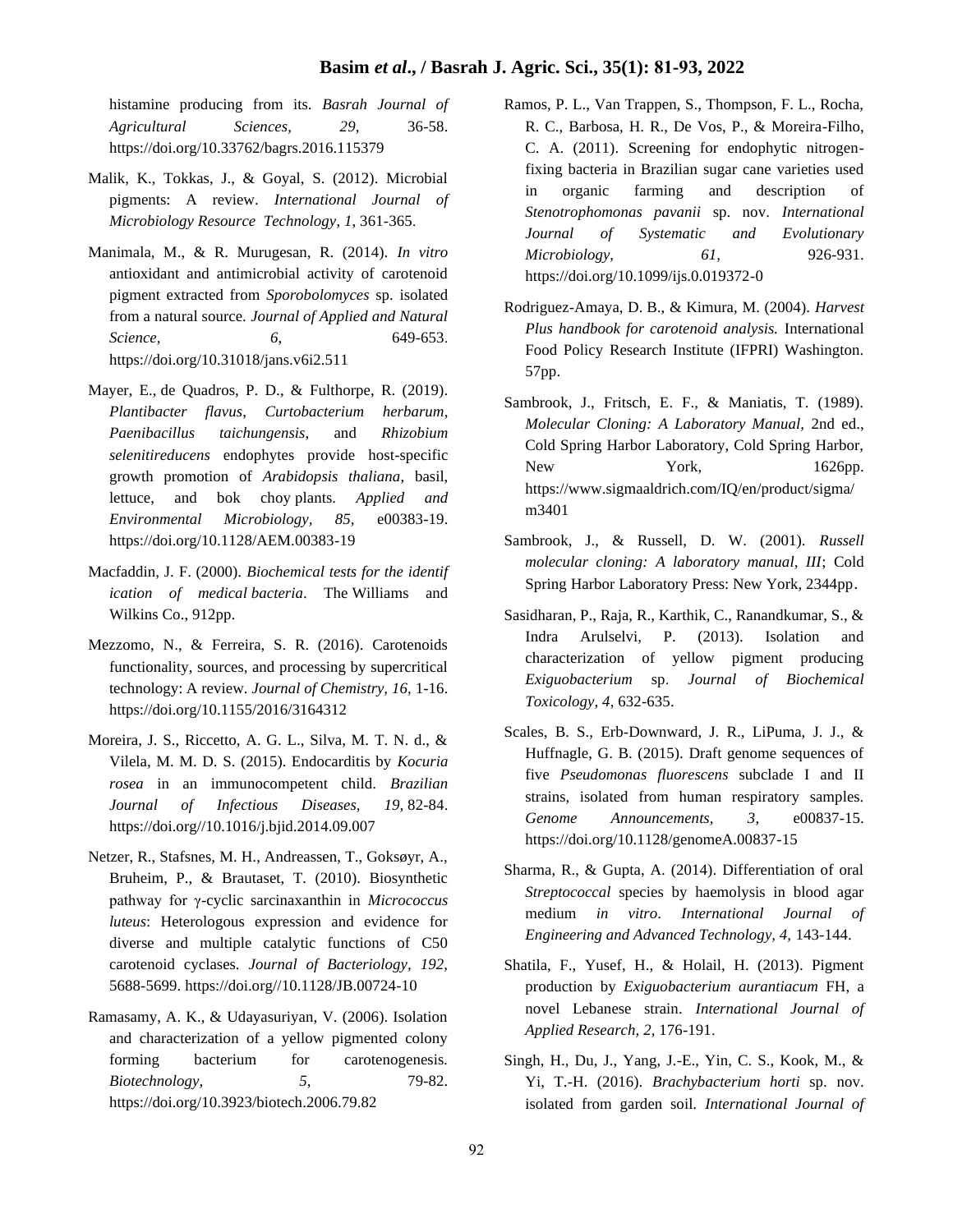histamine producing from its. *Basrah Journal of Agricultural Sciences*, *29*, 36-58. https://doi.org/10.33762/bagrs.2016.115379

Malik, K., Tokkas, J., & Goyal, S. (2012). Microbial pigments: A review. *International Journal of Microbiology Resource Technology*, *1*, 361-365.

Manimala, M., & R. Murugesan, R. (2014). *In vitro* antioxidant and antimicrobial activity of carotenoid pigment extracted from *Sporobolomyces* sp. isolated from a natural source. *Journal of Applied and Natural Science*, *6*, 649-653. https://doi.org/10.31018/jans.v6i2.511

Mayer, E., de Quadros, P. D., & Fulthorpe, R. (2019). *Plantibacter flavus*, *Curtobacterium herbarum*, *Paenibacillus taichungensis*, and *Rhizobium selenitireducens* endophytes provide host-specific growth promotion of *Arabidopsis thaliana*, basil, lettuce, and bok choy plants. *Applied and Environmental Microbiology*, *85*, e00383-19. https://doi.org/10.1128/AEM.00383-19

Macfaddin, J. F. (2000). *Biochemical tests for the identif ication of medical bacteria*. The Williams and Wilkins Co., 912pp.

Mezzomo, N., & Ferreira, S. R. (2016). Carotenoids functionality, sources, and processing by supercritical technology: A review. *Journal of Chemistry, 16*, 1-16. https://doi.org/10.1155/2016/3164312

Moreira, J. S., Riccetto, A. G. L., Silva, M. T. N. d., & Vilela, M. M. D. S. (2015). Endocarditis by *Kocuria rosea* in an immunocompetent child. *Brazilian Journal of Infectious Diseases, 19,* 82-84. https://doi.org//10.1016/j.bjid.2014.09.007

Netzer, R., Stafsnes, M. H., Andreassen, T., Goksøyr, A., Bruheim, P., & Brautaset, T. (2010). Biosynthetic pathway for γ-cyclic sarcinaxanthin in *Micrococcus luteus*: Heterologous expression and evidence for diverse and multiple catalytic functions of C50 carotenoid cyclases. *Journal of Bacteriology, 192,* 5688-5699. https://doi.org//10.1128/JB.00724-10

Ramasamy, A. K., & Udayasuriyan, V. (2006). Isolation and characterization of a yellow pigmented colony forming bacterium for carotenogenesis. *Biotechnology, 5,* 79-82. https://doi.org/10.3923/biotech.2006.79.82

Ramos, P. L., Van Trappen, S., Thompson, F. L., Rocha, R. C., Barbosa, H. R., De Vos, P., & Moreira-Filho, C. A. (2011). Screening for endophytic nitrogen-fixing bacteria in Brazilian sugar cane varieties used in organic farming and description of *Stenotrophomonas pavanii* sp. nov. *International Journal of Systematic and Evolutionary Microbiology, 61,* 926-931. https://doi.org/10.1099/ijs.0.019372-0

Rodriguez-Amaya, D. B., & Kimura, M. (2004). *Harvest Plus handbook for carotenoid analysis.* International Food Policy Research Institute (IFPRI) Washington. 57pp.

Sambrook, J., Fritsch, E. F., & Maniatis, T. (1989). *Molecular Cloning: A Laboratory Manual*, 2nd ed., Cold Spring Harbor Laboratory, Cold Spring Harbor, New York, 1626pp. https://www.sigmaaldrich.com/IQ/en/product/sigma/m3401

Sambrook, J., & Russell, D. W. (2001). *Russell molecular cloning: A laboratory manual, III*; Cold Spring Harbor Laboratory Press: New York, 2344pp.

Sasidharan, P., Raja, R., Karthik, C., Ranandkumar, S., & Indra Arulselvi, P. (2013). Isolation and characterization of yellow pigment producing *Exiguobacterium* sp. *Journal of Biochemical Toxicology, 4*, 632-635.

Scales, B. S., Erb-Downward, J. R., LiPuma, J. J., & Huffnagle, G. B. (2015). Draft genome sequences of five *Pseudomonas fluorescens* subclade I and II strains, isolated from human respiratory samples. *Genome Announcements, 3*, e00837-15. https://doi.org/10.1128/genomeA.00837-15

Sharma, R., & Gupta, A. (2014). Differentiation of oral *Streptococcal* species by haemolysis in blood agar medium *in vitro*. *International Journal of Engineering and Advanced Technology, 4,* 143-144.

Shatila, F., Yusef, H., & Holail, H. (2013). Pigment production by *Exiguobacterium aurantiacum* FH, a novel Lebanese strain. *International Journal of Applied Research, 2,* 176-191.

Singh, H., Du, J., Yang, J.-E., Yin, C. S., Kook, M., & Yi, T.-H. (2016). *Brachybacterium horti* sp. nov. isolated from garden soil. *International Journal of*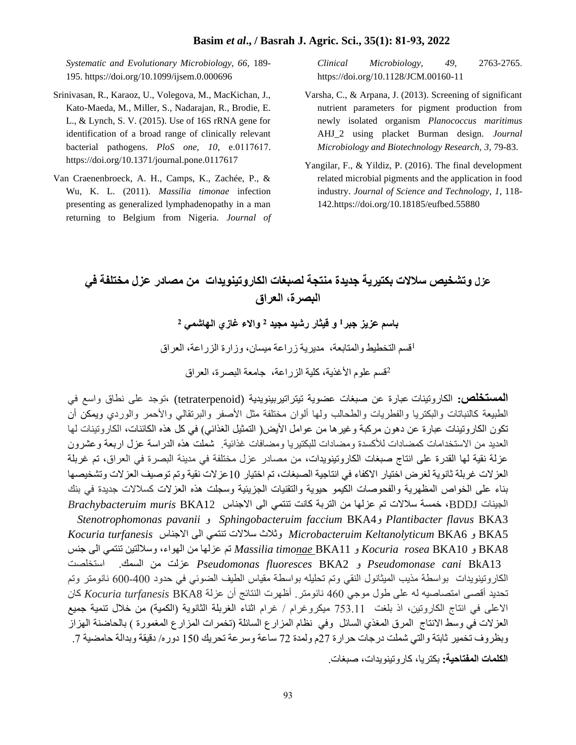*Systematic and Evolutionary Microbiology, 66,* 189-195. https://doi.org/10.1099/ijsem.0.000696

Srinivasan, R., Karaoz, U., Volegova, M., MacKichan, J., Kato-Maeda, M., Miller, S., Nadarajan, R., Brodie, E. L., & Lynch, S. V. (2015). Use of 16S rRNA gene for identification of a broad range of clinically relevant bacterial pathogens. *PloS one, 10*, e.0117617. https://doi.org/10.1371/journal.pone.0117617

Van Craenenbroeck, A. H., Camps, K., Zachée, P., & Wu, K. L. (2011). *Massilia timonae* infection presenting as generalized lymphadenopathy in a man returning to Belgium from Nigeria. *Journal of Clinical Microbiology, 49,* 2763-2765. https://doi.org/10.1128/JCM.00160-11

Varsha, C., & Arpana, J. (2013). Screening of significant nutrient parameters for pigment production from newly isolated organism *Planococcus maritimus* AHJ_2 using placket Burman design. *Journal Microbiology and Biotechnology Research, 3,* 79-83.

Yangilar, F., & Yildiz, P. (2016). The final development related microbial pigments and the application in food industry. *Journal of Science and Technology, 1,* 118-142.https://doi.org/10.18185/eufbed.55880

# عزل وتشخيص سلالات بكتيرية جديدة منتجة لصبغات الكاروتينويدات من مصادر عزل مختلفة في البصرة، العراق

**باسم عزيز جبر[1] و قيثار رشيد مجيد [2] والاء غازي الهاشمي [2]**

[1]قسم التخطيط والمتابعة، مديرية زراعة ميسان، وزارة الزراعة، العراق

[2]قسم علوم الأغذية، كلية الزراعة، جامعة البصرة، العراق

**المستخلص:** الكاروتينات عبارة عن صبغات عضوية تيتراتيربينويدية (tetraterpenoid) ،توجد على نطاق واسع في الطبيعة كالنباتات والبكتريا والفطريات والطحالب ولها ألوان مختلفة مثل الأصفر والبرتقالي والأحمر والوردي ويمكن أن تكون الكاروتينات عبارة عن دهون مركبة وغيرها من عوامل الأيض( التمثيل الغذائي) في كل هذه الكائنات، الكاروتينات لها العديد من الاستخدامات كمضادات للأكسدة ومضادات للبكتيريا ومضافات غذائية. شملت هذه الدراسة عزل اربعة وعشرون عزلة نقية لها القدرة على انتاج صبغات الكاروتينويدات، من مصادر عزل مختلفة في مدينة البصرة في العراق، تم غربلة العزلات غربلة ثانوية لغرض اختيار الاكفاء في انتاجية الصبغات، تم اختيار 10عزلات نقية وتم توصيف العزلات وتشخيصها بناء على الخواص المظهرية والفحوصات الكيمو حيوية والتقنيات الجزيئية وسجلت هذه العزلات كسلالات جديدة في بنك الجينات BDDJ، خمسة سلالات تم عزلها من التربة كانت تنتمي الى الاجناس *Brachybacteruim muris* BKA12 *Plantibacter flavus* BKA3 و*Sphingobacteruim faccium* BKA4 و *Stenotrophomonas pavanii* BKA5 و *Microbacteruim Keltanolyticum* BKA6 وثلاث سلالات تنتمي الى الاجناس *Kocuria turfanesis* BKA8 و *Kocuria rosea* BKA10 و *Massilia timonae* BKA11 تم عزلها من الهواء، وسلالتين تنتمي الى جنس *Pseudomonase cani* BkA13 و *Pseudomonas fluoresces* BKA2 عزلت من السمك. استخلصت الكاروتينويدات بواسطة مذيب الميثانول النقي وتم تحليله بواسطة مقياس الطيف الضوئي في حدود 400-600 نانومتر وتم تحديد أقصى امتصاصيه له على طول موجي 460 نانومتر. أظهرت النتائج أن عزلة *Kocuria turfanesis* BKA8 كان الاعلى في انتاج الكاروتين، اذ بلغت 753.11 ميكروغرام / غرام اثناء الغربلة الثانوية (الكمية) من خلال تنمية جميع العزلات في وسط الانتاج المرق المغذي السائل وفي نظام المزارع السائلة (تخمرات المزارع المغمورة ) بالحاضنة الهزاز وبظروف تخمير ثابتة والتي شملت درجات حرارة 27م ولمدة 72 ساعة وسرعة تحريك 150 دوره/ دقيقة وبدالة حامضية 7.

**الكلمات المفتاحية:** بكتريا، كاروتينويدات، صبغات.